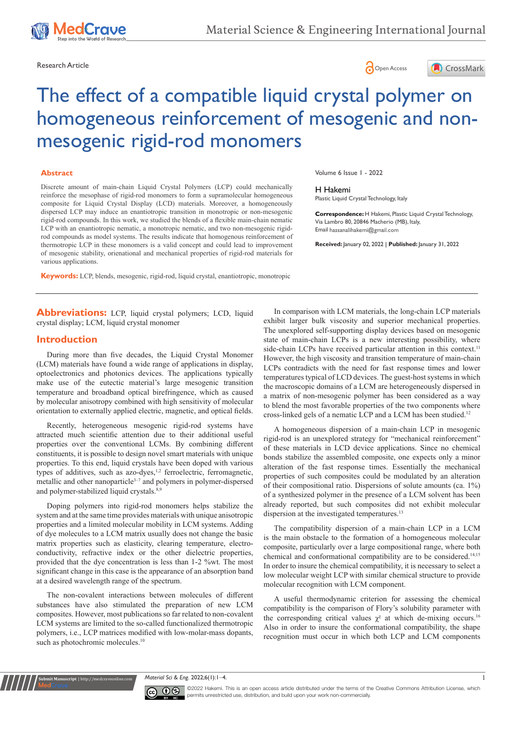Research Article

# The effect of a compatible liquid crystal polymer on homogeneous reinforcement of mesogenic and non-mesogenic rigid-rod monomers

Volume 6 Issue 1 - 2022

H Hakemi

Plastic Liquid Crystal Technology, Italy

**Correspondence:** H Hakemi, Plastic Liquid Crystal Technology, Via Lambro 80, 20846 Macherio (MB), Italy, Email hassanalihakemi@gmail.com

**Received:** January 02, 2022 | **Published:** January 31, 2022

## Abstract

Discrete amount of main-chain Liquid Crystal Polymers (LCP) could mechanically reinforce the mesophase of rigid-rod monomers to form a supramolecular homogeneous composite for Liquid Crystal Display (LCD) materials. Moreover, a homogeneously dispersed LCP may induce an enantiotropic transition in monotropic or non-mesogenic rigid-rod compounds. In this work, we studied the blends of a flexible main-chain nematic LCP with an enantiotropic nematic, a monotropic nematic, and two non-mesogenic rigid-rod compounds as model systems. The results indicate that homogenous reinforcement of thermotropic LCP in these monomers is a valid concept and could lead to improvement of mesogenic stability, orienational and mechanical properties of rigid-rod materials for various applications.

**Keywords:** LCP, blends, mesogenic, rigid-rod, liquid crystal, enantiotropic, monotropic

## Abbreviations:

LCP, liquid crystal polymers; LCD, liquid crystal display; LCM, liquid crystal monomer

## Introduction

During more than five decades, the Liquid Crystal Monomer (LCM) materials have found a wide range of applications in display, optoelectronics and photonics devices. The applications typically make use of the eutectic material's large mesogenic transition temperature and broadband optical birefringence, which as caused by molecular anisotropy combined with high sensitivity of molecular orientation to externally applied electric, magnetic, and optical fields.

Recently, heterogeneous mesogenic rigid-rod systems have attracted much scientific attention due to their additional useful properties over the conventional LCMs. By combining different constituents, it is possible to design novel smart materials with unique properties. To this end, liquid crystals have been doped with various types of additives, such as azo-dyes,[1,2] ferroelectric, ferromagnetic, metallic and other nanoparticle[3–7] and polymers in polymer-dispersed and polymer-stabilized liquid crystals.[8,9]

Doping polymers into rigid-rod monomers helps stabilize the system and at the same time provides materials with unique anisotropic properties and a limited molecular mobility in LCM systems. Adding of dye molecules to a LCM matrix usually does not change the basic matrix properties such as elasticity, clearing temperature, electro-conductivity, refractive index or the other dielectric properties, provided that the dye concentration is less than 1-2 %wt. The most significant change in this case is the appearance of an absorption band at a desired wavelength range of the spectrum.

The non-covalent interactions between molecules of different substances have also stimulated the preparation of new LCM composites. However, most publications so far related to non-covalent LCM systems are limited to the so-called functionalized thermotropic polymers, i.e., LCP matrices modified with low-molar-mass dopants, such as photochromic molecules.[10]

In comparison with LCM materials, the long-chain LCP materials exhibit larger bulk viscosity and superior mechanical properties. The unexplored self-supporting display devices based on mesogenic state of main-chain LCPs is a new interesting possibility, where side-chain LCPs have received particular attention in this context.[11] However, the high viscosity and transition temperature of main-chain LCPs contradicts with the need for fast response times and lower temperatures typical of LCD devices. The guest-host systems in which the macroscopic domains of a LCM are heterogeneously dispersed in a matrix of non-mesogenic polymer has been considered as a way to blend the most favorable properties of the two components where cross-linked gels of a nematic LCP and a LCM has been studied.[12]

A homogeneous dispersion of a main-chain LCP in mesogenic rigid-rod is an unexplored strategy for "mechanical reinforcement" of these materials in LCD device applications. Since no chemical bonds stabilize the assembled composite, one expects only a minor alteration of the fast response times. Essentially the mechanical properties of such composites could be modulated by an alteration of their compositional ratio. Dispersions of solute amounts (ca. 1%) of a synthesized polymer in the presence of a LCM solvent has been already reported, but such composites did not exhibit molecular dispersion at the investigated temperatures.[13]

The compatibility dispersion of a main-chain LCP in a LCM is the main obstacle to the formation of a homogeneous molecular composite, particularly over a large compositional range, where both chemical and conformational compatibility are to be considered.[14,15] In order to insure the chemical compatibility, it is necessary to select a low molecular weight LCP with similar chemical structure to provide molecular recognition with LCM component.

A useful thermodynamic criterion for assessing the chemical compatibility is the comparison of Flory's solubility parameter with the corresponding critical values $\chi^c$ at which de-mixing occurs.[16] Also in order to insure the conformational compatibility, the shape recognition must occur in which both LCP and LCM components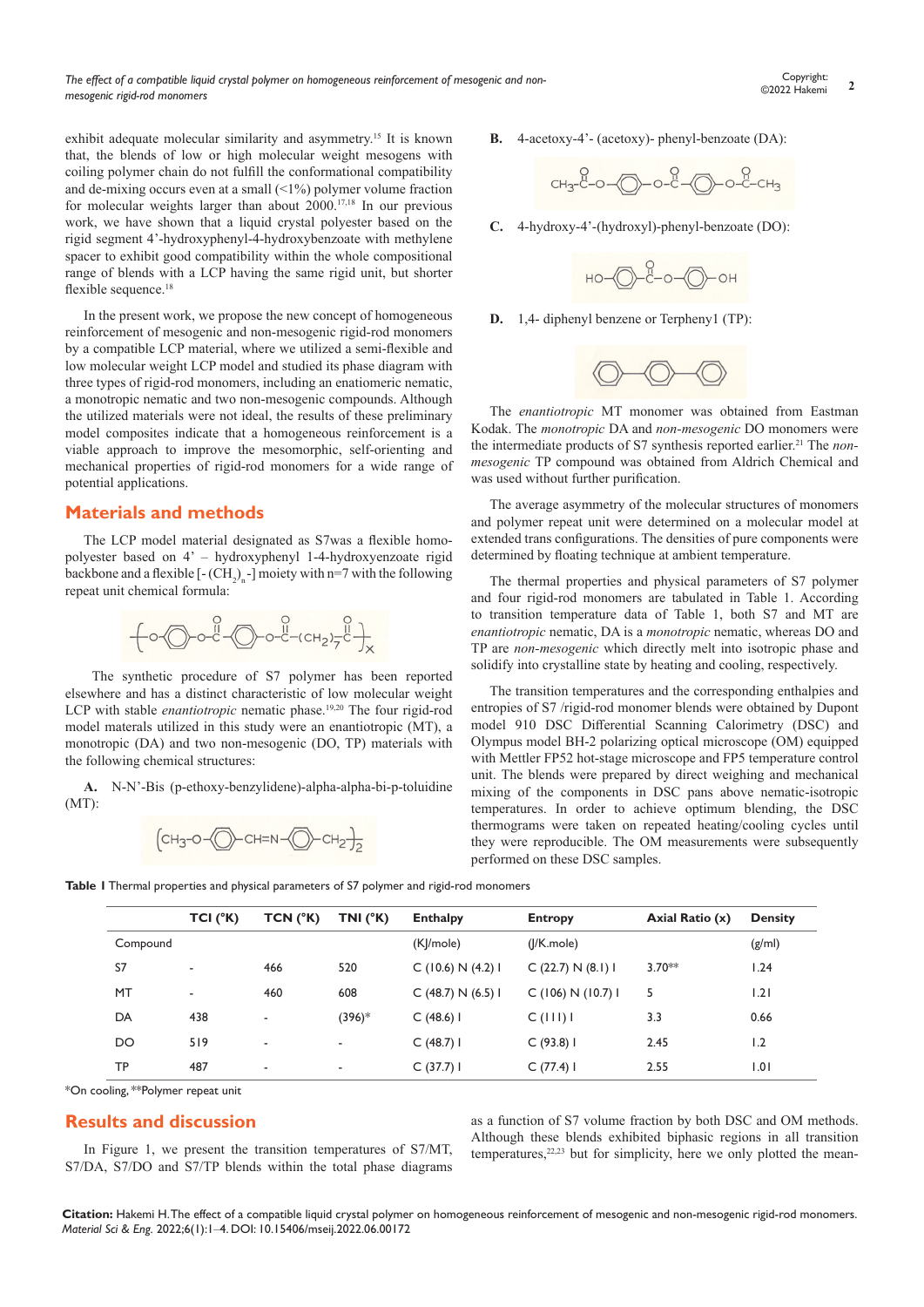exhibit adequate molecular similarity and asymmetry.[15] It is known that, the blends of low or high molecular weight mesogens with coiling polymer chain do not fulfill the conformational compatibility and de-mixing occurs even at a small (<1%) polymer volume fraction for molecular weights larger than about 2000.[17,18] In our previous work, we have shown that a liquid crystal polyester based on the rigid segment 4'-hydroxyphenyl-4-hydroxybenzoate with methylene spacer to exhibit good compatibility within the whole compositional range of blends with a LCP having the same rigid unit, but shorter flexible sequence.[18]

In the present work, we propose the new concept of homogeneous reinforcement of mesogenic and non-mesogenic rigid-rod monomers by a compatible LCP material, where we utilized a semi-flexible and low molecular weight LCP model and studied its phase diagram with three types of rigid-rod monomers, including an enatiomeric nematic, a monotropic nematic and two non-mesogenic compounds. Although the utilized materials were not ideal, the results of these preliminary model composites indicate that a homogeneous reinforcement is a viable approach to improve the mesomorphic, self-orienting and mechanical properties of rigid-rod monomers for a wide range of potential applications.

## Materials and methods

The LCP model material designated as S7was a flexible homo-polyester based on 4' – hydroxyphenyl 1-4-hydroxyenzoate rigid backbone and a flexible [-$(CH_2)_n$-] moiety with n=7 with the following repeat unit chemical formula:

$$\left[ O-\langle\bigcirc\rangle-O-\overset{O}{\overset{\|}{C}}-\langle\bigcirc\rangle-O-\overset{O}{\overset{\|}{C}}-(CH_2)_7-\overset{O}{\overset{\|}{C}} \right]_X$$

The synthetic procedure of S7 polymer has been reported elsewhere and has a distinct characteristic of low molecular weight LCP with stable *enantiotropic* nematic phase.[19,20] The four rigid-rod model materals utilized in this study were an enantiotropic (MT), a monotropic (DA) and two non-mesogenic (DO, TP) materials with the following chemical structures:

**A.** N-N'-Bis (p-ethoxy-benzylidene)-alpha-alpha-bi-p-toluidine (MT):

$$\left(CH_3-O-\langle\bigcirc\rangle-CH{=}N-\langle\bigcirc\rangle-CH_2\right)_2$$

**B.** 4-acetoxy-4'- (acetoxy)- phenyl-benzoate (DA):

$$CH_3-\overset{O}{\overset{\|}{C}}-O-\langle\bigcirc\rangle-O-\overset{O}{\overset{\|}{C}}-\langle\bigcirc\rangle-O-\overset{O}{\overset{\|}{C}}-CH_3$$

**C.** 4-hydroxy-4'-(hydroxyl)-phenyl-benzoate (DO):

$$HO-\langle\bigcirc\rangle-\overset{O}{\overset{\|}{C}}-O-\langle\bigcirc\rangle-OH$$

**D.** 1,4- diphenyl benzene or Terpheny1 (TP):

$$\langle\bigcirc\rangle-\langle\bigcirc\rangle-\langle\bigcirc\rangle$$

The *enantiotropic* MT monomer was obtained from Eastman Kodak. The *monotropic* DA and *non-mesogenic* DO monomers were the intermediate products of S7 synthesis reported earlier.[21] The *non-mesogenic* TP compound was obtained from Aldrich Chemical and was used without further purification.

The average asymmetry of the molecular structures of monomers and polymer repeat unit were determined on a molecular model at extended trans configurations. The densities of pure components were determined by floating technique at ambient temperature.

The thermal properties and physical parameters of S7 polymer and four rigid-rod monomers are tabulated in Table 1. According to transition temperature data of Table 1, both S7 and MT are *enantiotropic* nematic, DA is a *monotropic* nematic, whereas DO and TP are *non-mesogenic* which directly melt into isotropic phase and solidify into crystalline state by heating and cooling, respectively.

The transition temperatures and the corresponding enthalpies and entropies of S7 /rigid-rod monomer blends were obtained by Dupont model 910 DSC Differential Scanning Calorimetry (DSC) and Olympus model BH-2 polarizing optical microscope (OM) equipped with Mettler FP52 hot-stage microscope and FP5 temperature control unit. The blends were prepared by direct weighing and mechanical mixing of the components in DSC pans above nematic-isotropic temperatures. In order to achieve optimum blending, the DSC thermograms were taken on repeated heating/cooling cycles until they were reproducible. The OM measurements were subsequently performed on these DSC samples.

**Table 1** Thermal properties and physical parameters of S7 polymer and rigid-rod monomers

| Compound | TCI (°K) | TCN (°K) | TNI (°K) | Enthalpy (KJ/mole) | Entropy (J/K.mole) | Axial Ratio (x) | Density (g/ml) |
|---|---|---|---|---|---|---|---|
| S7 | - | 466 | 520 | C (10.6) N (4.2) I | C (22.7) N (8.1) I | 3.70** | 1.24 |
| MT | - | 460 | 608 | C (48.7) N (6.5) I | C (106) N (10.7) I | 5 | 1.21 |
| DA | 438 | - | (396)* | C (48.6) I | C (111) I | 3.3 | 0.66 |
| DO | 519 | - | - | C (48.7) I | C (93.8) I | 2.45 | 1.2 |
| TP | 487 | - | - | C (37.7) I | C (77.4) I | 2.55 | 1.01 |

*On cooling, **Polymer repeat unit

## Results and discussion

In Figure 1, we present the transition temperatures of S7/MT, S7/DA, S7/DO and S7/TP blends within the total phase diagrams as a function of S7 volume fraction by both DSC and OM methods. Although these blends exhibited biphasic regions in all transition temperatures,[22,23] but for simplicity, here we only plotted the mean-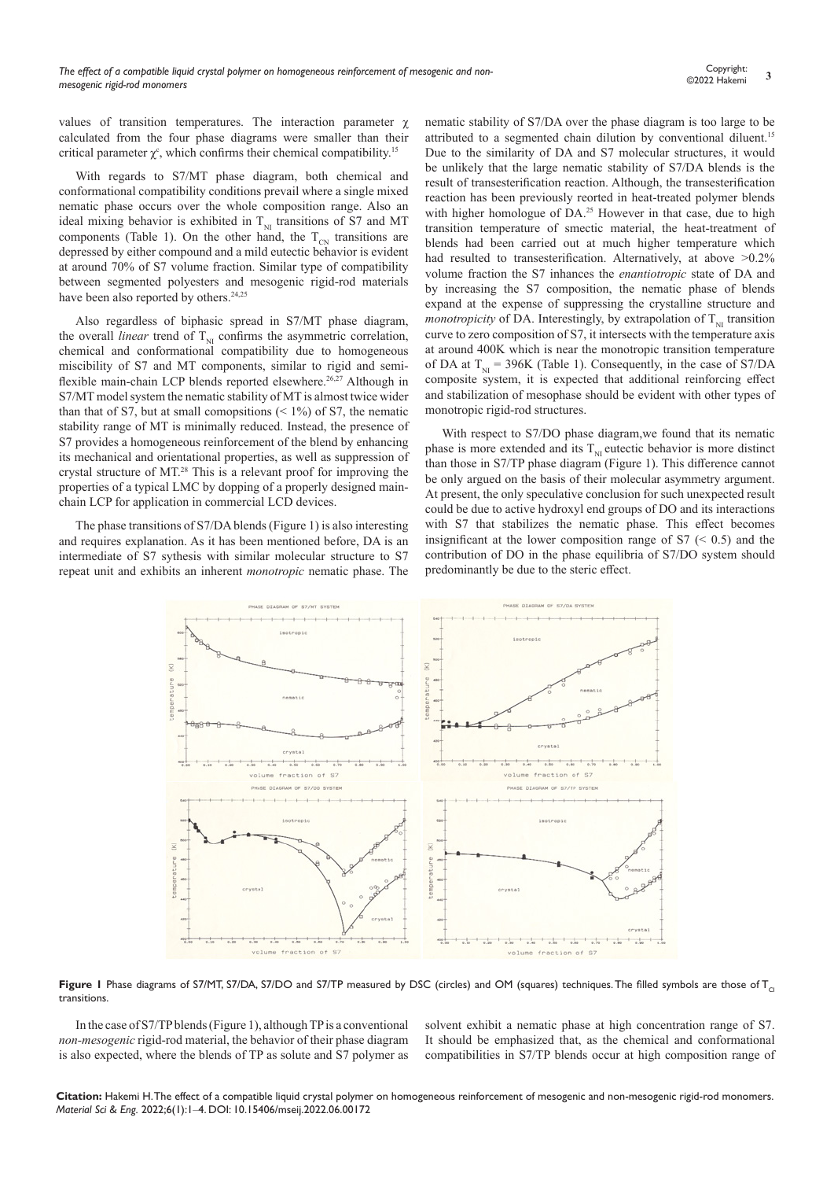values of transition temperatures. The interaction parameter $\chi$ calculated from the four phase diagrams were smaller than their critical parameter $\chi^c$, which confirms their chemical compatibility.[15]

With regards to S7/MT phase diagram, both chemical and conformational compatibility conditions prevail where a single mixed nematic phase occurs over the whole composition range. Also an ideal mixing behavior is exhibited in $T_{NI}$ transitions of S7 and MT components (Table 1). On the other hand, the $T_{CN}$ transitions are depressed by either compound and a mild eutectic behavior is evident at around 70% of S7 volume fraction. Similar type of compatibility between segmented polyesters and mesogenic rigid-rod materials have been also reported by others.[24,25]

Also regardless of biphasic spread in S7/MT phase diagram, the overall *linear* trend of $T_{NI}$ confirms the asymmetric correlation, chemical and conformational compatibility due to homogeneous miscibility of S7 and MT components, similar to rigid and semi-flexible main-chain LCP blends reported elsewhere.[26,27] Although in S7/MT model system the nematic stability of MT is almost twice wider than that of S7, but at small comopsitions (< 1%) of S7, the nematic stability range of MT is minimally reduced. Instead, the presence of S7 provides a homogeneous reinforcement of the blend by enhancing its mechanical and orientational properties, as well as suppression of crystal structure of MT.[28] This is a relevant proof for improving the properties of a typical LMC by dopping of a properly designed main-chain LCP for application in commercial LCD devices.

The phase transitions of S7/DA blends (Figure 1) is also interesting and requires explanation. As it has been mentioned before, DA is an intermediate of S7 sythesis with similar molecular structure to S7 repeat unit and exhibits an inherent *monotropic* nematic phase. The nematic stability of S7/DA over the phase diagram is too large to be attributed to a segmented chain dilution by conventional diluent.[15] Due to the similarity of DA and S7 molecular structures, it would be unlikely that the large nematic stability of S7/DA blends is the result of transesterification reaction. Although, the transesterification reaction has been previously reorted in heat-treated polymer blends with higher homologue of DA.[25] However in that case, due to high transition temperature of smectic material, the heat-treatment of blends had been carried out at much higher temperature which had resulted to transesterification. Alternatively, at above >0.2% volume fraction the S7 inhances the *enantiotropic* state of DA and by increasing the S7 composition, the nematic phase of blends expand at the expense of suppressing the crystalline structure and *monotropicity* of DA. Interestingly, by extrapolation of $T_{NI}$ transition curve to zero composition of S7, it intersects with the temperature axis at around 400K which is near the monotropic transition temperature of DA at $T_{NI}$ = 396K (Table 1). Consequently, in the case of S7/DA composite system, it is expected that additional reinforcing effect and stabilization of mesophase should be evident with other types of monotropic rigid-rod structures.

With respect to S7/DO phase diagram,we found that its nematic phase is more extended and its $T_{NI}$ eutectic behavior is more distinct than those in S7/TP phase diagram (Figure 1). This difference cannot be only argued on the basis of their molecular asymmetry argument. At present, the only speculative conclusion for such unexpected result could be due to active hydroxyl end groups of DO and its interactions with S7 that stabilizes the nematic phase. This effect becomes insignificant at the lower composition range of S7 (< 0.5) and the contribution of DO in the phase equilibria of S7/DO system should predominantly be due to the steric effect.

**Figure 1** Phase diagrams of S7/MT, S7/DA, S7/DO and S7/TP measured by DSC (circles) and OM (squares) techniques. The filled symbols are those of $T_{CI}$ transitions.

In the case of S7/TP blends (Figure 1), although TP is a conventional *non-mesogenic* rigid-rod material, the behavior of their phase diagram is also expected, where the blends of TP as solute and S7 polymer as solvent exhibit a nematic phase at high concentration range of S7. It should be emphasized that, as the chemical and conformational compatibilities in S7/TP blends occur at high composition range of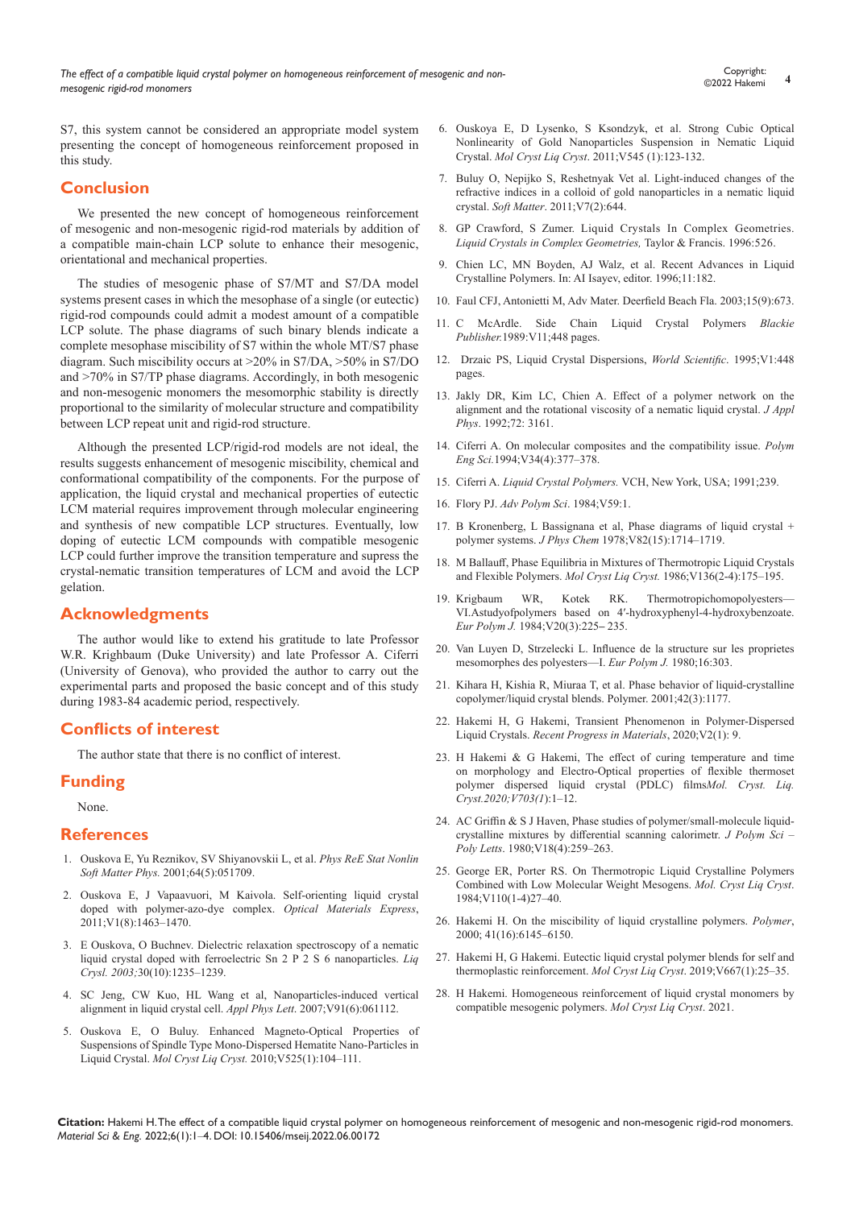S7, this system cannot be considered an appropriate model system presenting the concept of homogeneous reinforcement proposed in this study.

## Conclusion

We presented the new concept of homogeneous reinforcement of mesogenic and non-mesogenic rigid-rod materials by addition of a compatible main-chain LCP solute to enhance their mesogenic, orientational and mechanical properties.

The studies of mesogenic phase of S7/MT and S7/DA model systems present cases in which the mesophase of a single (or eutectic) rigid-rod compounds could admit a modest amount of a compatible LCP solute. The phase diagrams of such binary blends indicate a complete mesophase miscibility of S7 within the whole MT/S7 phase diagram. Such miscibility occurs at >20% in S7/DA, >50% in S7/DO and >70% in S7/TP phase diagrams. Accordingly, in both mesogenic and non-mesogenic monomers the mesomorphic stability is directly proportional to the similarity of molecular structure and compatibility between LCP repeat unit and rigid-rod structure.

Although the presented LCP/rigid-rod models are not ideal, the results suggests enhancement of mesogenic miscibility, chemical and conformational compatibility of the components. For the purpose of application, the liquid crystal and mechanical properties of eutectic LCM material requires improvement through molecular engineering and synthesis of new compatible LCP structures. Eventually, low doping of eutectic LCM compounds with compatible mesogenic LCP could further improve the transition temperature and supress the crystal-nematic transition temperatures of LCM and avoid the LCP gelation.

## Acknowledgments

The author would like to extend his gratitude to late Professor W.R. Krighbaum (Duke University) and late Professor A. Ciferri (University of Genova), who provided the author to carry out the experimental parts and proposed the basic concept and of this study during 1983-84 academic period, respectively.

## Conflicts of interest

The author state that there is no conflict of interest.

## Funding

None.

## References

1. Ouskova E, Yu Reznikov, SV Shiyanovskii L, et al. *Phys ReE Stat Nonlin Soft Matter Phys.* 2001;64(5):051709.
2. Ouskova E, J Vapaavuori, M Kaivola. Self-orienting liquid crystal doped with polymer-azo-dye complex. *Optical Materials Express*, 2011;V1(8):1463–1470.
3. E Ouskova, O Buchnev. Dielectric relaxation spectroscopy of a nematic liquid crystal doped with ferroelectric Sn 2 P 2 S 6 nanoparticles. *Liq Cryst. 2003;*30(10):1235–1239.
4. SC Jeng, CW Kuo, HL Wang et al, Nanoparticles-induced vertical alignment in liquid crystal cell. *Appl Phys Lett*. 2007;V91(6):061112.
5. Ouskova E, O Buluy. Enhanced Magneto-Optical Properties of Suspensions of Spindle Type Mono-Dispersed Hematite Nano-Particles in Liquid Crystal. *Mol Cryst Liq Cryst.* 2010;V525(1):104–111.
6. Ouskoya E, D Lysenko, S Ksondzyk, et al. Strong Cubic Optical Nonlinearity of Gold Nanoparticles Suspension in Nematic Liquid Crystal. *Mol Cryst Liq Cryst*. 2011;V545 (1):123-132.
7. Buluy O, Nepijko S, Reshetnyak Vet al. Light-induced changes of the refractive indices in a colloid of gold nanoparticles in a nematic liquid crystal. *Soft Matter*. 2011;V7(2):644.
8. GP Crawford, S Zumer. Liquid Crystals In Complex Geometries. *Liquid Crystals in Complex Geometries,* Taylor & Francis. 1996:526.
9. Chien LC, MN Boyden, AJ Walz, et al. Recent Advances in Liquid Crystalline Polymers. In: AI Isayev, editor. 1996;11:182.
10. Faul CFJ, Antonietti M, Adv Mater. Deerfield Beach Fla. 2003;15(9):673.
11. C McArdle. Side Chain Liquid Crystal Polymers *Blackie Publisher.*1989:V11;448 pages.
12. Drzaic PS, Liquid Crystal Dispersions, *World Scientific*. 1995;V1:448 pages.
13. Jakly DR, Kim LC, Chien A. Effect of a polymer network on the alignment and the rotational viscosity of a nematic liquid crystal. *J Appl Phys*. 1992;72: 3161.
14. Ciferri A. On molecular composites and the compatibility issue. *Polym Eng Sci.*1994;V34(4):377–378.
15. Ciferri A. *Liquid Crystal Polymers.* VCH, New York, USA; 1991;239.
16. Flory PJ. *Adv Polym Sci*. 1984;V59:1.
17. B Kronenberg, L Bassignana et al, Phase diagrams of liquid crystal + polymer systems. *J Phys Chem* 1978;V82(15):1714–1719.
18. M Ballauff, Phase Equilibria in Mixtures of Thermotropic Liquid Crystals and Flexible Polymers. *Mol Cryst Liq Cryst.* 1986;V136(2-4):175–195.
19. Krigbaum WR, Kotek RK. Thermotropichomopolyesters—VI.Astudyofpolymers based on 4′-hydroxyphenyl-4-hydroxybenzoate. *Eur Polym J.* 1984;V20(3):225– 235.
20. Van Luyen D, Strzelecki L. Influence de la structure sur les proprietes mesomorphes des polyesters—I. *Eur Polym J.* 1980;16:303.
21. Kihara H, Kishia R, Miuraa T, et al. Phase behavior of liquid-crystalline copolymer/liquid crystal blends. Polymer. 2001;42(3):1177.
22. Hakemi H, G Hakemi, Transient Phenomenon in Polymer-Dispersed Liquid Crystals. *Recent Progress in Materials*, 2020;V2(1): 9.
23. H Hakemi & G Hakemi, The effect of curing temperature and time on morphology and Electro-Optical properties of flexible thermoset polymer dispersed liquid crystal (PDLC) films*Mol. Cryst. Liq. Cryst.2020;V703(1)*:1–12.
24. AC Griffin & S J Haven, Phase studies of polymer/small-molecule liquid-crystalline mixtures by differential scanning calorimetr. *J Polym Sci – Poly Letts*. 1980;V18(4):259–263.
25. George ER, Porter RS. On Thermotropic Liquid Crystalline Polymers Combined with Low Molecular Weight Mesogens. *Mol. Cryst Liq Cryst*. 1984;V110(1-4)27–40.
26. Hakemi H. On the miscibility of liquid crystalline polymers. *Polymer*, 2000; 41(16):6145–6150.
27. Hakemi H, G Hakemi. Eutectic liquid crystal polymer blends for self and thermoplastic reinforcement. *Mol Cryst Liq Cryst*. 2019;V667(1):25–35.
28. H Hakemi. Homogeneous reinforcement of liquid crystal monomers by compatible mesogenic polymers. *Mol Cryst Liq Cryst*. 2021.